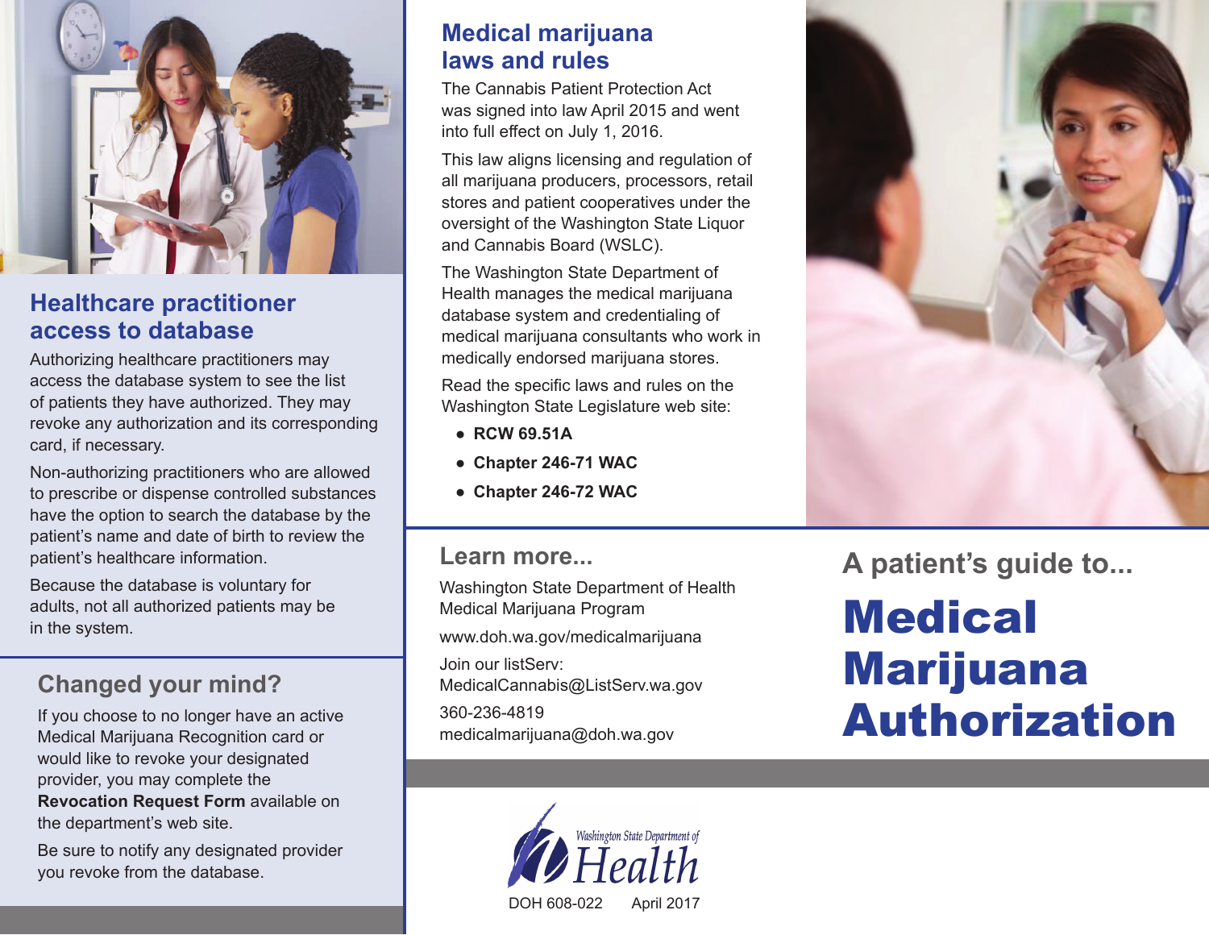## Healthcare practitioner access to database

Authorizing healthcare practitioners may access the database system to see the list of patients they have authorized. They may revoke any authorization and its corresponding card, if necessary.

Non-authorizing practitioners who are allowed to prescribe or dispense controlled substances have the option to search the database by the patient's name and date of birth to review the patient's healthcare information.

Because the database is voluntary for adults, not all authorized patients may be in the system.

## Changed your mind?

If you choose to no longer have an active Medical Marijuana Recognition card or would like to revoke your designated provider, you may complete the **Revocation Request Form** available on the department's web site.

Be sure to notify any designated provider you revoke from the database.

## Medical marijuana laws and rules

The Cannabis Patient Protection Act was signed into law April 2015 and went into full effect on July 1, 2016.

This law aligns licensing and regulation of all marijuana producers, processors, retail stores and patient cooperatives under the oversight of the Washington State Liquor and Cannabis Board (WSLC).

The Washington State Department of Health manages the medical marijuana database system and credentialing of medical marijuana consultants who work in medically endorsed marijuana stores.

Read the specific laws and rules on the Washington State Legislature web site:

- **RCW 69.51A**
- **Chapter 246-71 WAC**
- **Chapter 246-72 WAC**

## Learn more...

Washington State Department of Health
Medical Marijuana Program

www.doh.wa.gov/medicalmarijuana

Join our listServ:
MedicalCannabis@ListServ.wa.gov

360-236-4819
medicalmarijuana@doh.wa.gov

Washington State Department of Health

DOH 608-022 April 2017

## A patient's guide to...

# Medical Marijuana Authorization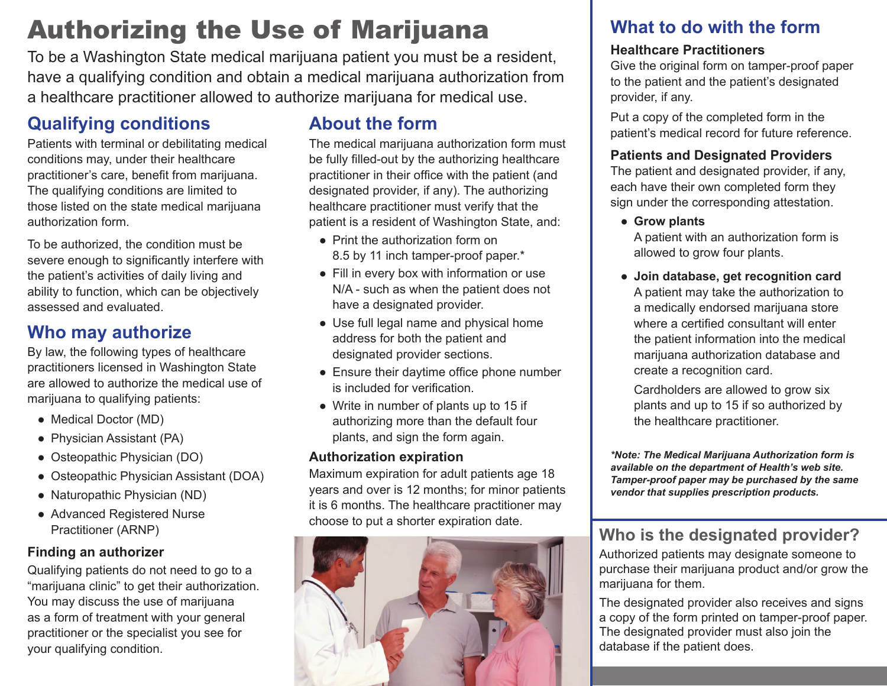# Authorizing the Use of Marijuana

To be a Washington State medical marijuana patient you must be a resident, have a qualifying condition and obtain a medical marijuana authorization from a healthcare practitioner allowed to authorize marijuana for medical use.

## Qualifying conditions

Patients with terminal or debilitating medical conditions may, under their healthcare practitioner's care, benefit from marijuana. The qualifying conditions are limited to those listed on the state medical marijuana authorization form.

To be authorized, the condition must be severe enough to significantly interfere with the patient's activities of daily living and ability to function, which can be objectively assessed and evaluated.

## Who may authorize

By law, the following types of healthcare practitioners licensed in Washington State are allowed to authorize the medical use of marijuana to qualifying patients:

- Medical Doctor (MD)
- Physician Assistant (PA)
- Osteopathic Physician (DO)
- Osteopathic Physician Assistant (DOA)
- Naturopathic Physician (ND)
- Advanced Registered Nurse Practitioner (ARNP)

### Finding an authorizer

Qualifying patients do not need to go to a "marijuana clinic" to get their authorization. You may discuss the use of marijuana as a form of treatment with your general practitioner or the specialist you see for your qualifying condition.

## About the form

The medical marijuana authorization form must be fully filled-out by the authorizing healthcare practitioner in their office with the patient (and designated provider, if any). The authorizing healthcare practitioner must verify that the patient is a resident of Washington State, and:

- Print the authorization form on 8.5 by 11 inch tamper-proof paper.*
- Fill in every box with information or use N/A - such as when the patient does not have a designated provider.
- Use full legal name and physical home address for both the patient and designated provider sections.
- Ensure their daytime office phone number is included for verification.
- Write in number of plants up to 15 if authorizing more than the default four plants, and sign the form again.

### Authorization expiration

Maximum expiration for adult patients age 18 years and over is 12 months; for minor patients it is 6 months. The healthcare practitioner may choose to put a shorter expiration date.

## What to do with the form

### Healthcare Practitioners

Give the original form on tamper-proof paper to the patient and the patient's designated provider, if any.

Put a copy of the completed form in the patient's medical record for future reference.

### Patients and Designated Providers

The patient and designated provider, if any, each have their own completed form they sign under the corresponding attestation.

- **Grow plants**
  A patient with an authorization form is allowed to grow four plants.
- **Join database, get recognition card**
  A patient may take the authorization to a medically endorsed marijuana store where a certified consultant will enter the patient information into the medical marijuana authorization database and create a recognition card.

  Cardholders are allowed to grow six plants and up to 15 if so authorized by the healthcare practitioner.

***Note: The Medical Marijuana Authorization form is available on the department of Health's web site. Tamper-proof paper may be purchased by the same vendor that supplies prescription products.***

## Who is the designated provider?

Authorized patients may designate someone to purchase their marijuana product and/or grow the marijuana for them.

The designated provider also receives and signs a copy of the form printed on tamper-proof paper. The designated provider must also join the database if the patient does.